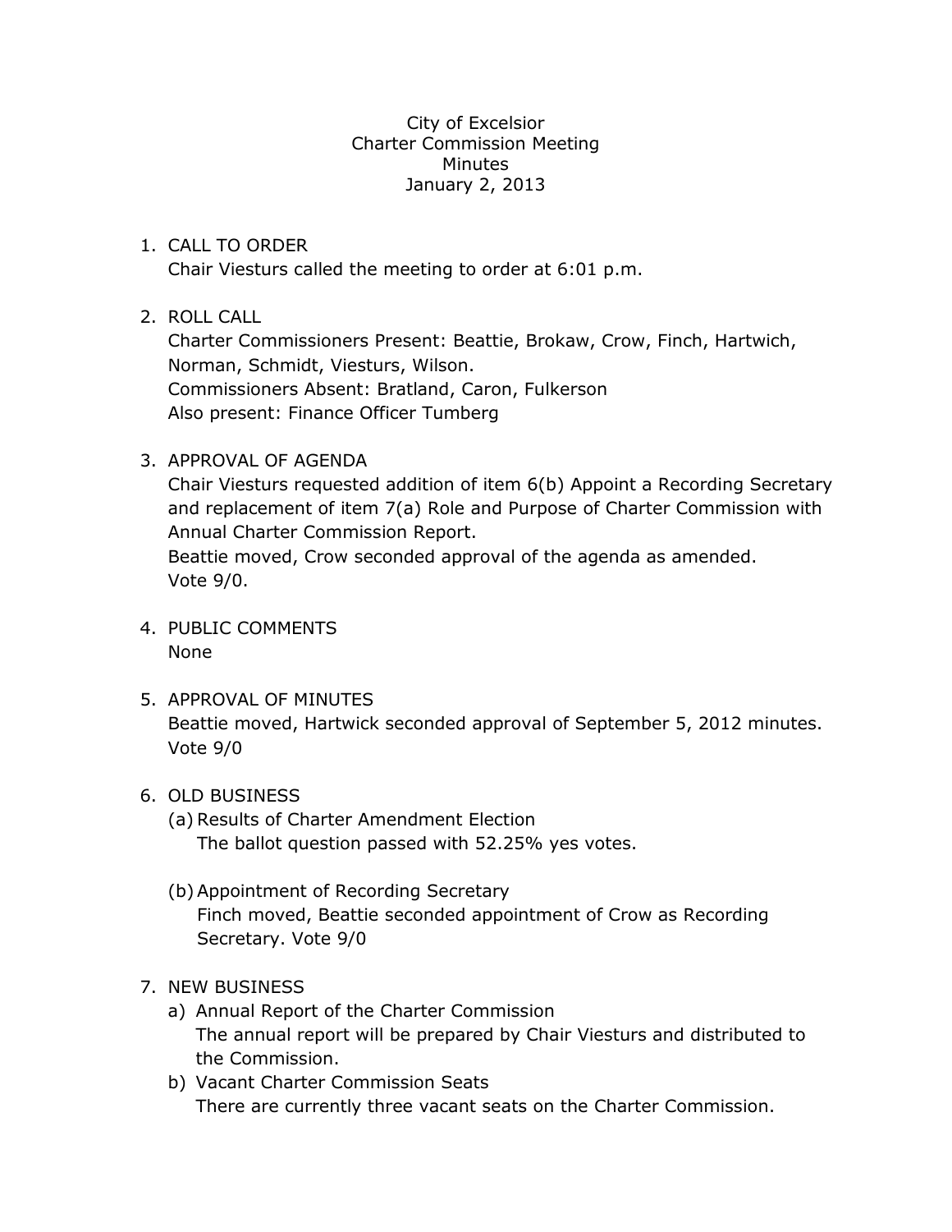City of Excelsior
Charter Commission Meeting
Minutes
January 2, 2013

1. CALL TO ORDER
   Chair Viesturs called the meeting to order at 6:01 p.m.

2. ROLL CALL
   Charter Commissioners Present: Beattie, Brokaw, Crow, Finch, Hartwich, Norman, Schmidt, Viesturs, Wilson.
   Commissioners Absent: Bratland, Caron, Fulkerson
   Also present: Finance Officer Tumberg

3. APPROVAL OF AGENDA
   Chair Viesturs requested addition of item 6(b) Appoint a Recording Secretary and replacement of item 7(a) Role and Purpose of Charter Commission with Annual Charter Commission Report.
   Beattie moved, Crow seconded approval of the agenda as amended.
   Vote 9/0.

4. PUBLIC COMMENTS
   None

5. APPROVAL OF MINUTES
   Beattie moved, Hartwick seconded approval of September 5, 2012 minutes.
   Vote 9/0

6. OLD BUSINESS
   (a) Results of Charter Amendment Election
       The ballot question passed with 52.25% yes votes.

   (b) Appointment of Recording Secretary
       Finch moved, Beattie seconded appointment of Crow as Recording Secretary. Vote 9/0

7. NEW BUSINESS
   a) Annual Report of the Charter Commission
      The annual report will be prepared by Chair Viesturs and distributed to the Commission.
   b) Vacant Charter Commission Seats
      There are currently three vacant seats on the Charter Commission.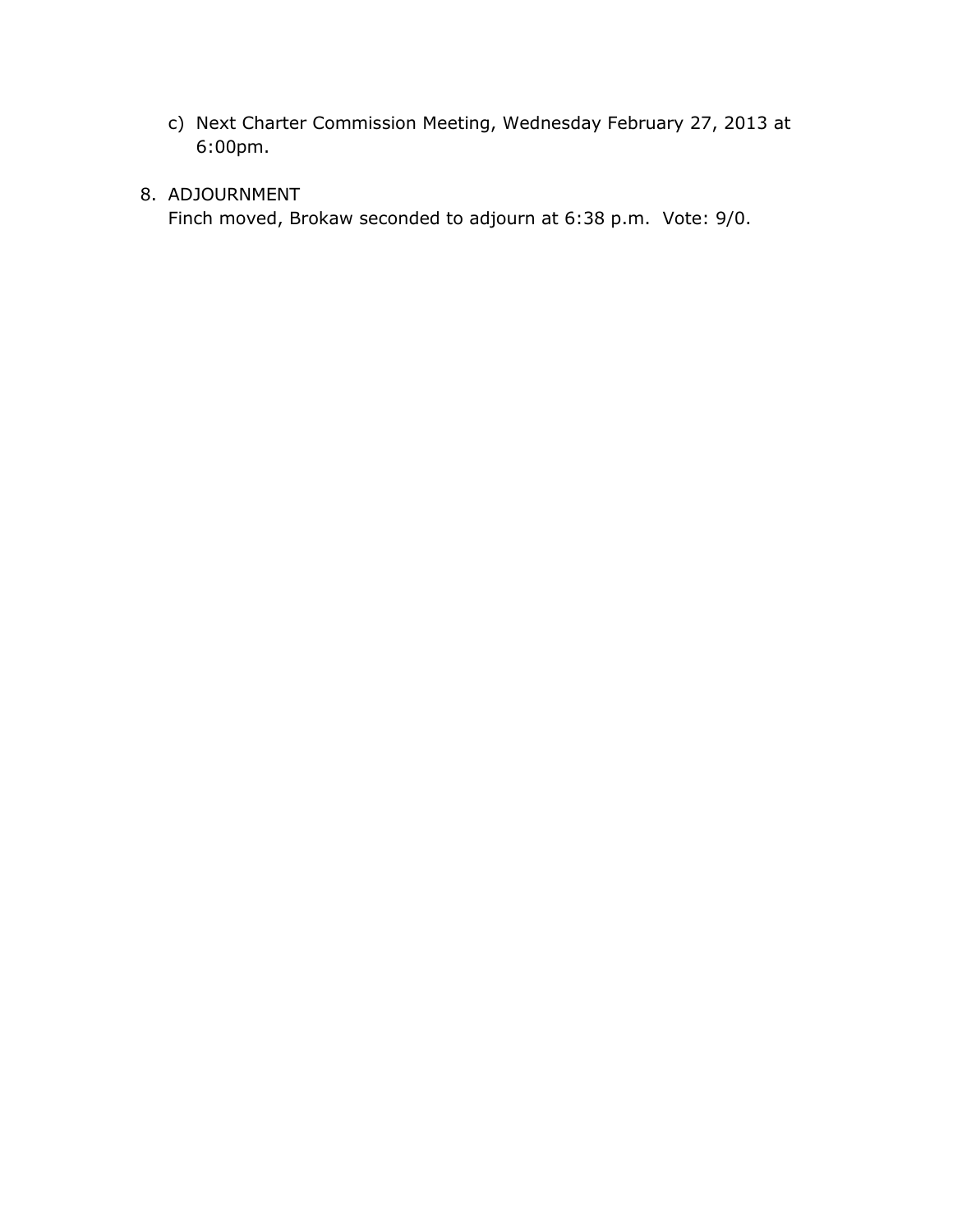c) Next Charter Commission Meeting, Wednesday February 27, 2013 at 6:00pm.

8. ADJOURNMENT
   Finch moved, Brokaw seconded to adjourn at 6:38 p.m. Vote: 9/0.